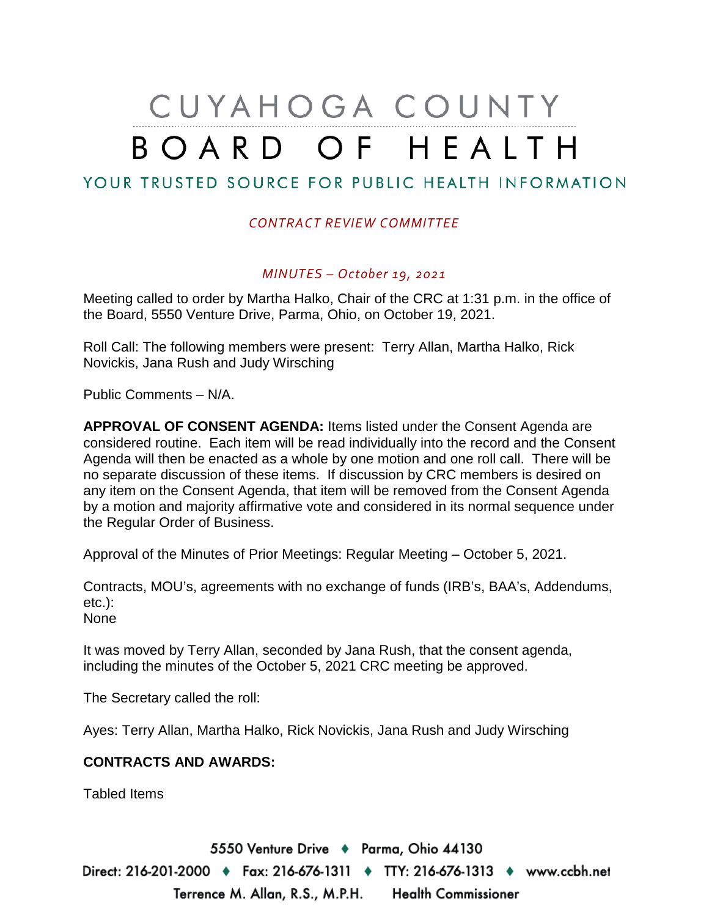# CUYAHOGA COUNTY BOARD OF HEALTH

## YOUR TRUSTED SOURCE FOR PUBLIC HEALTH INFORMATION

*CONTRACT REVIEW COMMITTEE*

*MINUTES – October 19, 2021*

Meeting called to order by Martha Halko, Chair of the CRC at 1:31 p.m. in the office of the Board, 5550 Venture Drive, Parma, Ohio, on October 19, 2021.

Roll Call: The following members were present: Terry Allan, Martha Halko, Rick Novickis, Jana Rush and Judy Wirsching

Public Comments – N/A.

**APPROVAL OF CONSENT AGENDA:** Items listed under the Consent Agenda are considered routine. Each item will be read individually into the record and the Consent Agenda will then be enacted as a whole by one motion and one roll call. There will be no separate discussion of these items. If discussion by CRC members is desired on any item on the Consent Agenda, that item will be removed from the Consent Agenda by a motion and majority affirmative vote and considered in its normal sequence under the Regular Order of Business.

Approval of the Minutes of Prior Meetings: Regular Meeting – October 5, 2021.

Contracts, MOU's, agreements with no exchange of funds (IRB's, BAA's, Addendums, etc.):
None

It was moved by Terry Allan, seconded by Jana Rush, that the consent agenda, including the minutes of the October 5, 2021 CRC meeting be approved.

The Secretary called the roll:

Ayes: Terry Allan, Martha Halko, Rick Novickis, Jana Rush and Judy Wirsching

**CONTRACTS AND AWARDS:**

Tabled Items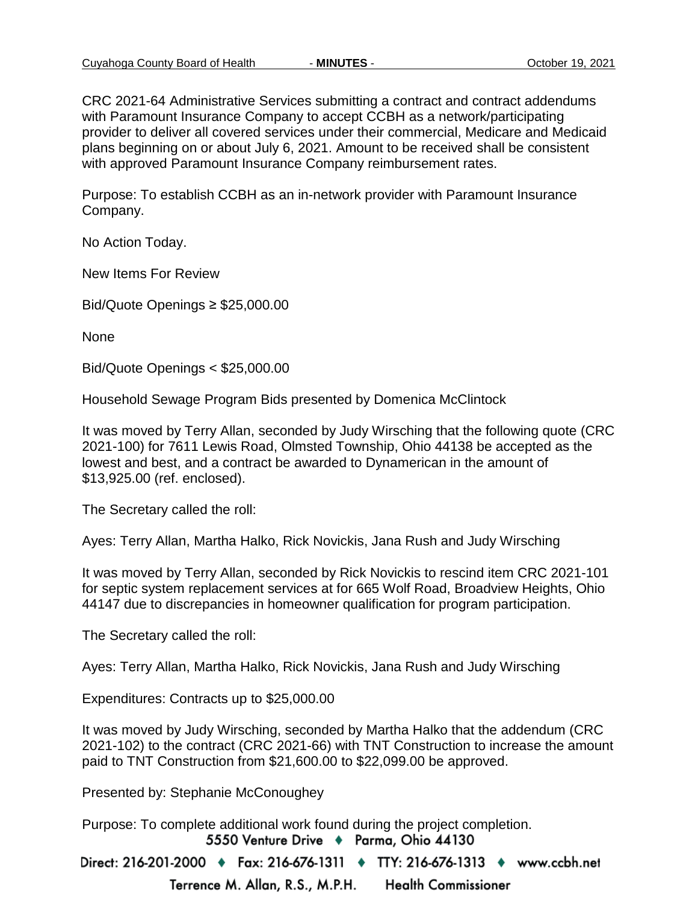CRC 2021-64 Administrative Services submitting a contract and contract addendums with Paramount Insurance Company to accept CCBH as a network/participating provider to deliver all covered services under their commercial, Medicare and Medicaid plans beginning on or about July 6, 2021. Amount to be received shall be consistent with approved Paramount Insurance Company reimbursement rates.

Purpose: To establish CCBH as an in-network provider with Paramount Insurance Company.

No Action Today.

New Items For Review

Bid/Quote Openings ≥ $25,000.00

None

Bid/Quote Openings < $25,000.00

Household Sewage Program Bids presented by Domenica McClintock

It was moved by Terry Allan, seconded by Judy Wirsching that the following quote (CRC 2021-100) for 7611 Lewis Road, Olmsted Township, Ohio 44138 be accepted as the lowest and best, and a contract be awarded to Dynamerican in the amount of $13,925.00 (ref. enclosed).

The Secretary called the roll:

Ayes: Terry Allan, Martha Halko, Rick Novickis, Jana Rush and Judy Wirsching

It was moved by Terry Allan, seconded by Rick Novickis to rescind item CRC 2021-101 for septic system replacement services at for 665 Wolf Road, Broadview Heights, Ohio 44147 due to discrepancies in homeowner qualification for program participation.

The Secretary called the roll:

Ayes: Terry Allan, Martha Halko, Rick Novickis, Jana Rush and Judy Wirsching

Expenditures: Contracts up to $25,000.00

It was moved by Judy Wirsching, seconded by Martha Halko that the addendum (CRC 2021-102) to the contract (CRC 2021-66) with TNT Construction to increase the amount paid to TNT Construction from $21,600.00 to $22,099.00 be approved.

Presented by: Stephanie McConoughey

Purpose: To complete additional work found during the project completion.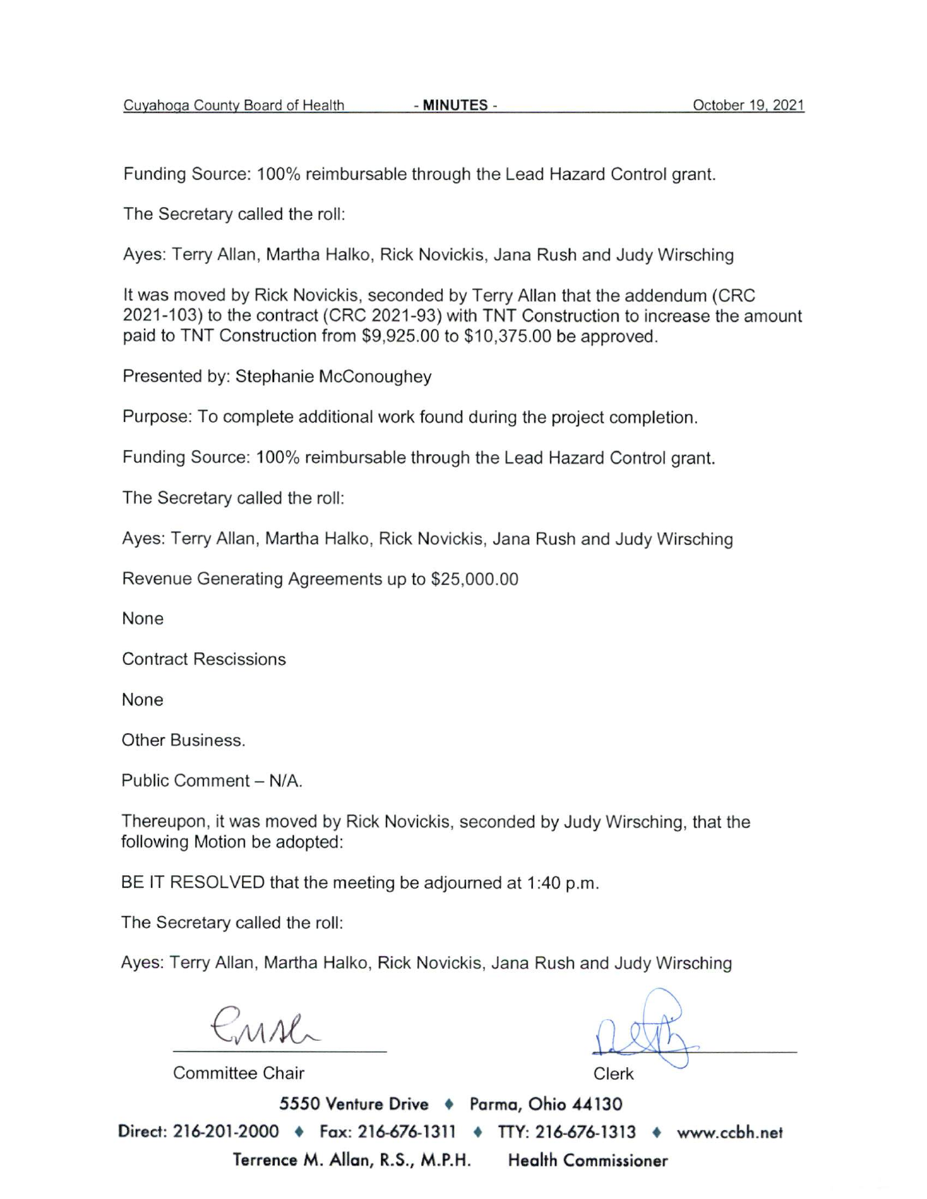Funding Source: 100% reimbursable through the Lead Hazard Control grant.

The Secretary called the roll:

Ayes: Terry Allan, Martha Halko, Rick Novickis, Jana Rush and Judy Wirsching

It was moved by Rick Novickis, seconded by Terry Allan that the addendum (CRC 2021-103) to the contract (CRC 2021-93) with TNT Construction to increase the amount paid to TNT Construction from $9,925.00 to $10,375.00 be approved.

Presented by: Stephanie McConoughey

Purpose: To complete additional work found during the project completion.

Funding Source: 100% reimbursable through the Lead Hazard Control grant.

The Secretary called the roll:

Ayes: Terry Allan, Martha Halko, Rick Novickis, Jana Rush and Judy Wirsching

Revenue Generating Agreements up to $25,000.00

None

Contract Rescissions

None

Other Business.

Public Comment – N/A.

Thereupon, it was moved by Rick Novickis, seconded by Judy Wirsching, that the following Motion be adopted:

BE IT RESOLVED that the meeting be adjourned at 1:40 p.m.

The Secretary called the roll:

Ayes: Terry Allan, Martha Halko, Rick Novickis, Jana Rush and Judy Wirsching

Committee Chair

Clerk

5550 Venture Drive ♦ Parma, Ohio 44130

Direct: 216-201-2000 ♦ Fax: 216-676-1311 ♦ TTY: 216-676-1313 ♦ www.ccbh.net

Terrence M. Allan, R.S., M.P.H. Health Commissioner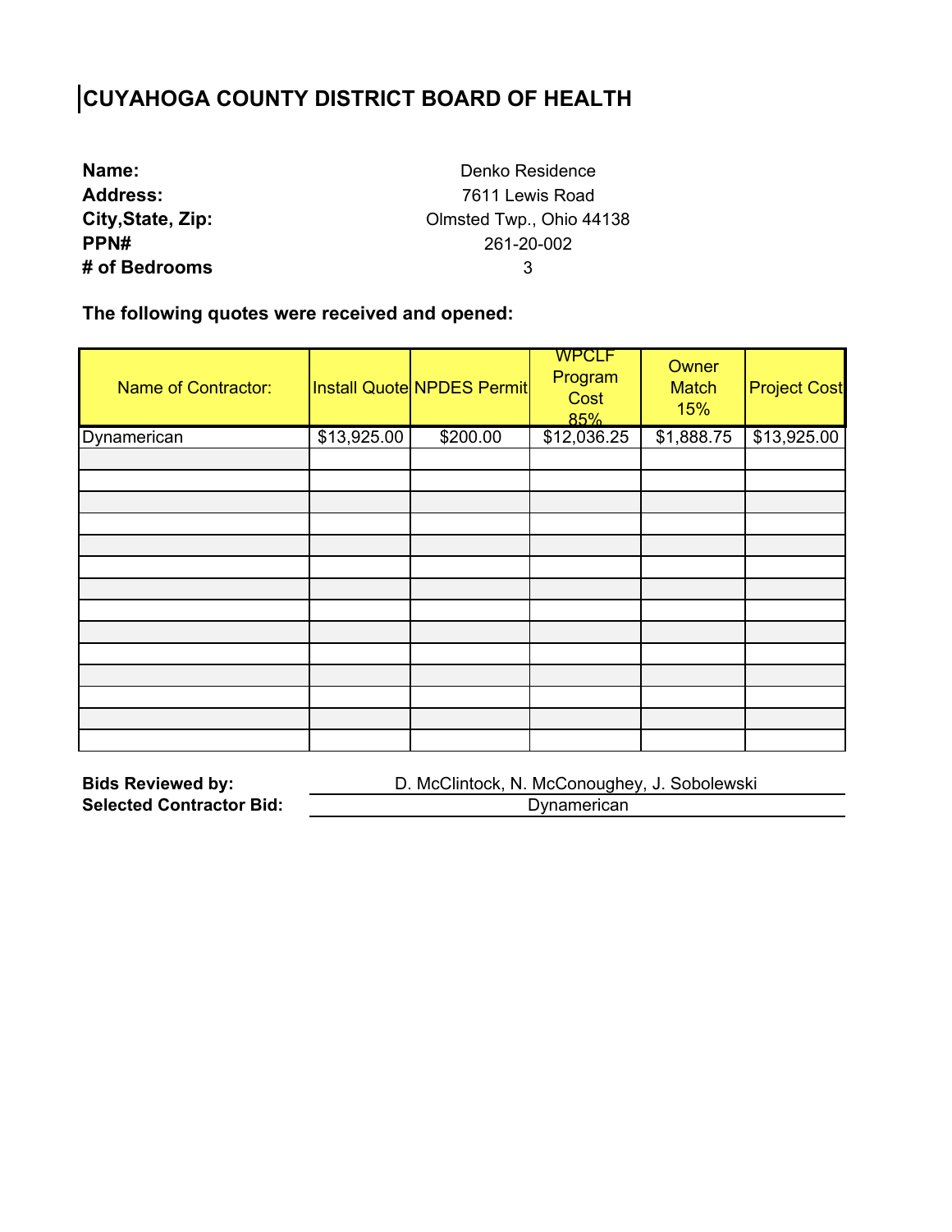# CUYAHOGA COUNTY DISTRICT BOARD OF HEALTH

| | |
|---|---|
| **Name:** | Denko Residence |
| **Address:** | 7611 Lewis Road |
| **City,State, Zip:** | Olmsted Twp., Ohio 44138 |
| **PPN#** | 261-20-002 |
| **# of Bedrooms** | 3 |

**The following quotes were received and opened:**

| Name of Contractor: | Install Quote | NPDES Permit | WPCLF Program Cost 85% | Owner Match 15% | Project Cost |
|---|---|---|---|---|---|
| Dynamerican | $13,925.00 | $200.00 | $12,036.25 | $1,888.75 | $13,925.00 |
| | | | | | |
| | | | | | |
| | | | | | |
| | | | | | |
| | | | | | |
| | | | | | |
| | | | | | |
| | | | | | |
| | | | | | |
| | | | | | |
| | | | | | |
| | | | | | |
| | | | | | |
| | | | | | |

**Bids Reviewed by:** D. McClintock, N. McConoughey, J. Sobolewski

**Selected Contractor Bid:** Dynamerican